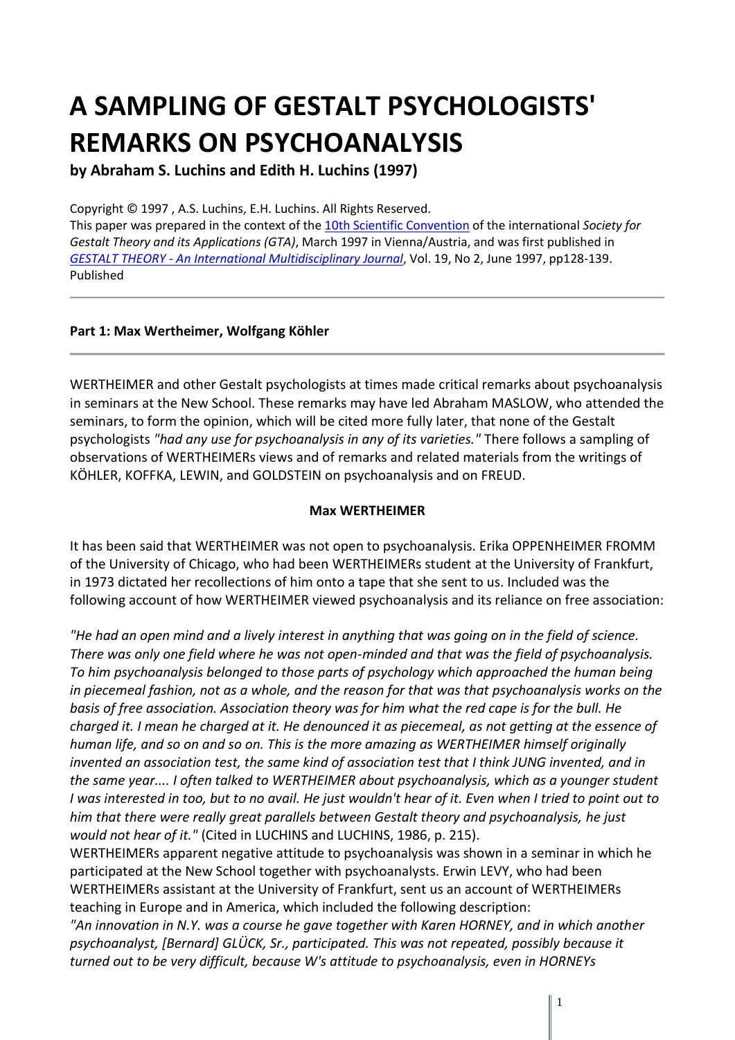# A SAMPLING OF GESTALT PSYCHOLOGISTS' REMARKS ON PSYCHOANALYSIS

**by Abraham S. Luchins and Edith H. Luchins (1997)**

Copyright © 1997 , A.S. Luchins, E.H. Luchins. All Rights Reserved.
This paper was prepared in the context of the 10th Scientific Convention of the international *Society for Gestalt Theory and its Applications (GTA)*, March 1997 in Vienna/Austria, and was first published in *GESTALT THEORY - An International Multidisciplinary Journal*, Vol. 19, No 2, June 1997, pp128-139. Published

---

**Part 1: Max Wertheimer, Wolfgang Köhler**

---

WERTHEIMER and other Gestalt psychologists at times made critical remarks about psychoanalysis in seminars at the New School. These remarks may have led Abraham MASLOW, who attended the seminars, to form the opinion, which will be cited more fully later, that none of the Gestalt psychologists *"had any use for psychoanalysis in any of its varieties."* There follows a sampling of observations of WERTHEIMERs views and of remarks and related materials from the writings of KÖHLER, KOFFKA, LEWIN, and GOLDSTEIN on psychoanalysis and on FREUD.

**Max WERTHEIMER**

It has been said that WERTHEIMER was not open to psychoanalysis. Erika OPPENHEIMER FROMM of the University of Chicago, who had been WERTHEIMERs student at the University of Frankfurt, in 1973 dictated her recollections of him onto a tape that she sent to us. Included was the following account of how WERTHEIMER viewed psychoanalysis and its reliance on free association:

*"He had an open mind and a lively interest in anything that was going on in the field of science. There was only one field where he was not open-minded and that was the field of psychoanalysis. To him psychoanalysis belonged to those parts of psychology which approached the human being in piecemeal fashion, not as a whole, and the reason for that was that psychoanalysis works on the basis of free association. Association theory was for him what the red cape is for the bull. He charged it. I mean he charged at it. He denounced it as piecemeal, as not getting at the essence of human life, and so on and so on. This is the more amazing as WERTHEIMER himself originally invented an association test, the same kind of association test that I think JUNG invented, and in the same year.... I often talked to WERTHEIMER about psychoanalysis, which as a younger student I was interested in too, but to no avail. He just wouldn't hear of it. Even when I tried to point out to him that there were really great parallels between Gestalt theory and psychoanalysis, he just would not hear of it."* (Cited in LUCHINS and LUCHINS, 1986, p. 215).

WERTHEIMERs apparent negative attitude to psychoanalysis was shown in a seminar in which he participated at the New School together with psychoanalysts. Erwin LEVY, who had been WERTHEIMERs assistant at the University of Frankfurt, sent us an account of WERTHEIMERs teaching in Europe and in America, which included the following description:

*"An innovation in N.Y. was a course he gave together with Karen HORNEY, and in which another psychoanalyst, [Bernard] GLÜCK, Sr., participated. This was not repeated, possibly because it turned out to be very difficult, because W's attitude to psychoanalysis, even in HORNEYs*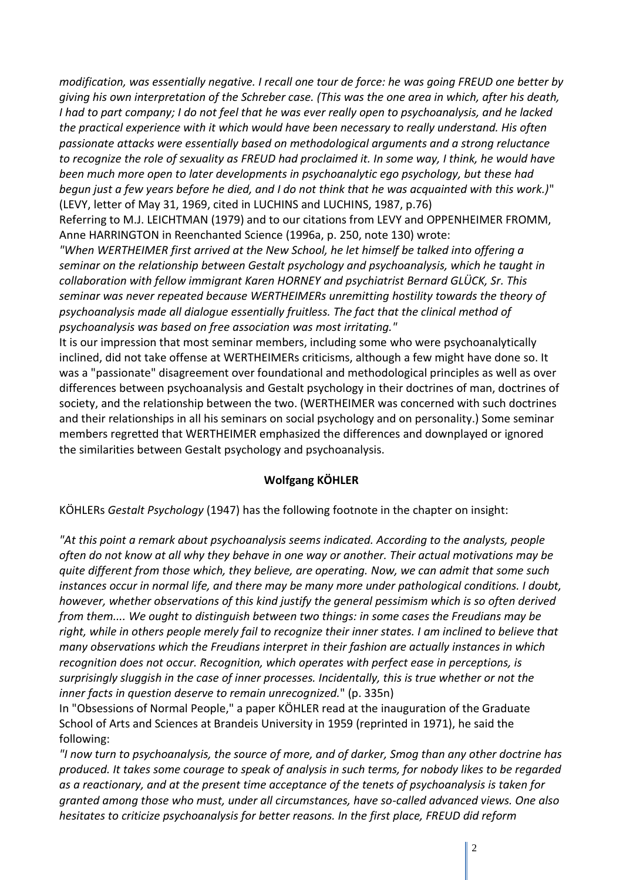*modification, was essentially negative. I recall one tour de force: he was going FREUD one better by giving his own interpretation of the Schreber case. (This was the one area in which, after his death, I had to part company; I do not feel that he was ever really open to psychoanalysis, and he lacked the practical experience with it which would have been necessary to really understand. His often passionate attacks were essentially based on methodological arguments and a strong reluctance to recognize the role of sexuality as FREUD had proclaimed it. In some way, I think, he would have been much more open to later developments in psychoanalytic ego psychology, but these had begun just a few years before he died, and I do not think that he was acquainted with this work.)*" (LEVY, letter of May 31, 1969, cited in LUCHINS and LUCHINS, 1987, p.76)

Referring to M.J. LEICHTMAN (1979) and to our citations from LEVY and OPPENHEIMER FROMM, Anne HARRINGTON in Reenchanted Science (1996a, p. 250, note 130) wrote:

*"When WERTHEIMER first arrived at the New School, he let himself be talked into offering a seminar on the relationship between Gestalt psychology and psychoanalysis, which he taught in collaboration with fellow immigrant Karen HORNEY and psychiatrist Bernard GLÜCK, Sr. This seminar was never repeated because WERTHEIMERs unremitting hostility towards the theory of psychoanalysis made all dialogue essentially fruitless. The fact that the clinical method of psychoanalysis was based on free association was most irritating."*

It is our impression that most seminar members, including some who were psychoanalytically inclined, did not take offense at WERTHEIMERs criticisms, although a few might have done so. It was a "passionate" disagreement over foundational and methodological principles as well as over differences between psychoanalysis and Gestalt psychology in their doctrines of man, doctrines of society, and the relationship between the two. (WERTHEIMER was concerned with such doctrines and their relationships in all his seminars on social psychology and on personality.) Some seminar members regretted that WERTHEIMER emphasized the differences and downplayed or ignored the similarities between Gestalt psychology and psychoanalysis.

## Wolfgang KÖHLER

KÖHLERs *Gestalt Psychology* (1947) has the following footnote in the chapter on insight:

*"At this point a remark about psychoanalysis seems indicated. According to the analysts, people often do not know at all why they behave in one way or another. Their actual motivations may be quite different from those which, they believe, are operating. Now, we can admit that some such instances occur in normal life, and there may be many more under pathological conditions. I doubt, however, whether observations of this kind justify the general pessimism which is so often derived from them.... We ought to distinguish between two things: in some cases the Freudians may be right, while in others people merely fail to recognize their inner states. I am inclined to believe that many observations which the Freudians interpret in their fashion are actually instances in which recognition does not occur. Recognition, which operates with perfect ease in perceptions, is surprisingly sluggish in the case of inner processes. Incidentally, this is true whether or not the inner facts in question deserve to remain unrecognized.*" (p. 335n)

In "Obsessions of Normal People," a paper KÖHLER read at the inauguration of the Graduate School of Arts and Sciences at Brandeis University in 1959 (reprinted in 1971), he said the following:

*"I now turn to psychoanalysis, the source of more, and of darker, Smog than any other doctrine has produced. It takes some courage to speak of analysis in such terms, for nobody likes to be regarded as a reactionary, and at the present time acceptance of the tenets of psychoanalysis is taken for granted among those who must, under all circumstances, have so-called advanced views. One also hesitates to criticize psychoanalysis for better reasons. In the first place, FREUD did reform*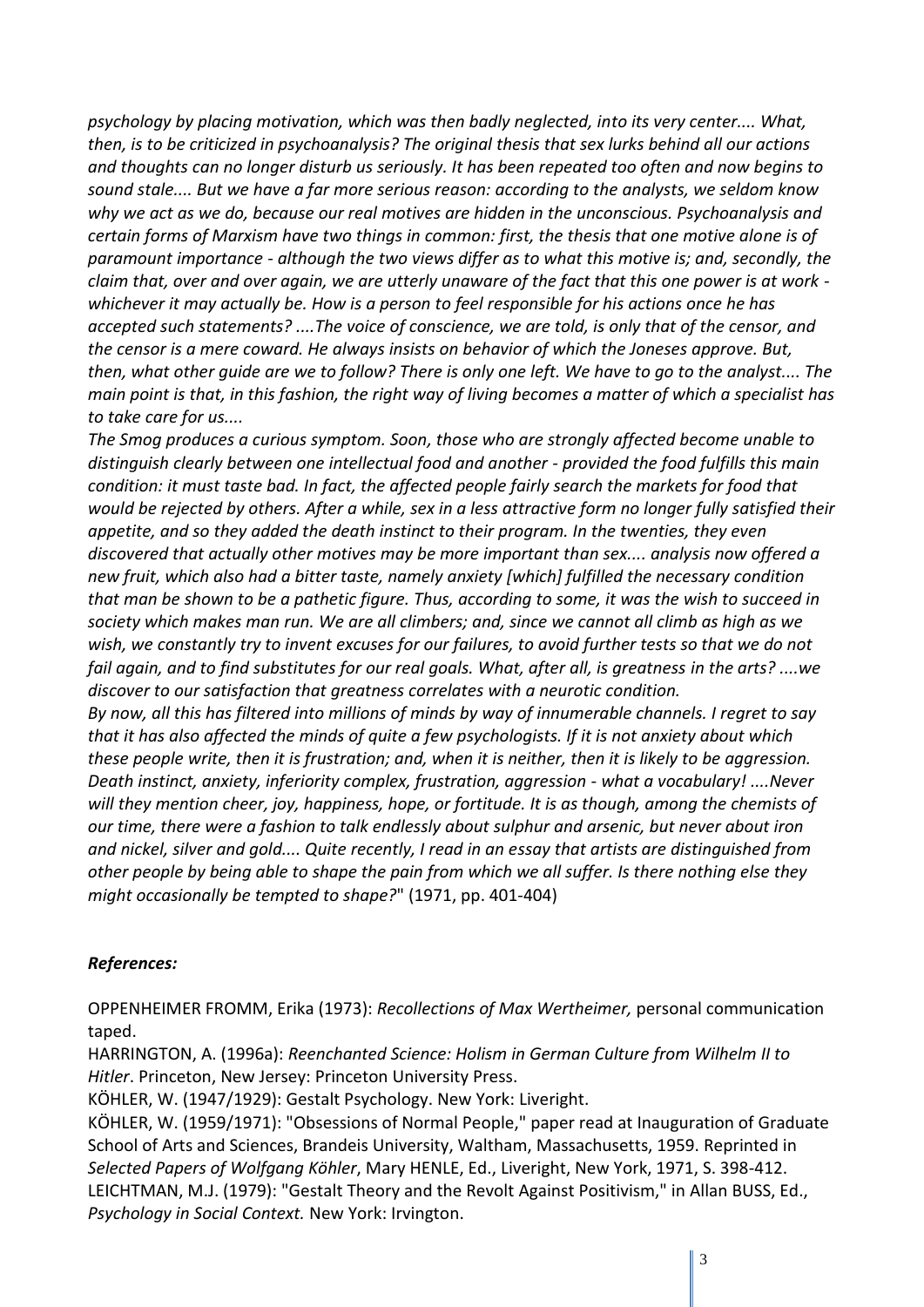*psychology by placing motivation, which was then badly neglected, into its very center.... What, then, is to be criticized in psychoanalysis? The original thesis that sex lurks behind all our actions and thoughts can no longer disturb us seriously. It has been repeated too often and now begins to sound stale.... But we have a far more serious reason: according to the analysts, we seldom know why we act as we do, because our real motives are hidden in the unconscious. Psychoanalysis and certain forms of Marxism have two things in common: first, the thesis that one motive alone is of paramount importance - although the two views differ as to what this motive is; and, secondly, the claim that, over and over again, we are utterly unaware of the fact that this one power is at work - whichever it may actually be. How is a person to feel responsible for his actions once he has accepted such statements? ....The voice of conscience, we are told, is only that of the censor, and the censor is a mere coward. He always insists on behavior of which the Joneses approve. But, then, what other guide are we to follow? There is only one left. We have to go to the analyst.... The main point is that, in this fashion, the right way of living becomes a matter of which a specialist has to take care for us....*

*The Smog produces a curious symptom. Soon, those who are strongly affected become unable to distinguish clearly between one intellectual food and another - provided the food fulfills this main condition: it must taste bad. In fact, the affected people fairly search the markets for food that would be rejected by others. After a while, sex in a less attractive form no longer fully satisfied their appetite, and so they added the death instinct to their program. In the twenties, they even discovered that actually other motives may be more important than sex.... analysis now offered a new fruit, which also had a bitter taste, namely anxiety [which] fulfilled the necessary condition that man be shown to be a pathetic figure. Thus, according to some, it was the wish to succeed in society which makes man run. We are all climbers; and, since we cannot all climb as high as we wish, we constantly try to invent excuses for our failures, to avoid further tests so that we do not fail again, and to find substitutes for our real goals. What, after all, is greatness in the arts? ....we discover to our satisfaction that greatness correlates with a neurotic condition.*

*By now, all this has filtered into millions of minds by way of innumerable channels. I regret to say that it has also affected the minds of quite a few psychologists. If it is not anxiety about which these people write, then it is frustration; and, when it is neither, then it is likely to be aggression. Death instinct, anxiety, inferiority complex, frustration, aggression - what a vocabulary! ....Never will they mention cheer, joy, happiness, hope, or fortitude. It is as though, among the chemists of our time, there were a fashion to talk endlessly about sulphur and arsenic, but never about iron and nickel, silver and gold.... Quite recently, I read in an essay that artists are distinguished from other people by being able to shape the pain from which we all suffer. Is there nothing else they might occasionally be tempted to shape?*" (1971, pp. 401-404)

## *References:*

OPPENHEIMER FROMM, Erika (1973): *Recollections of Max Wertheimer,* personal communication taped.

HARRINGTON, A. (1996a): *Reenchanted Science: Holism in German Culture from Wilhelm II to Hitler*. Princeton, New Jersey: Princeton University Press.

KÖHLER, W. (1947/1929): Gestalt Psychology. New York: Liveright.

KÖHLER, W. (1959/1971): "Obsessions of Normal People," paper read at Inauguration of Graduate School of Arts and Sciences, Brandeis University, Waltham, Massachusetts, 1959. Reprinted in *Selected Papers of Wolfgang Köhler*, Mary HENLE, Ed., Liveright, New York, 1971, S. 398-412.

LEICHTMAN, M.J. (1979): "Gestalt Theory and the Revolt Against Positivism," in Allan BUSS, Ed., *Psychology in Social Context.* New York: Irvington.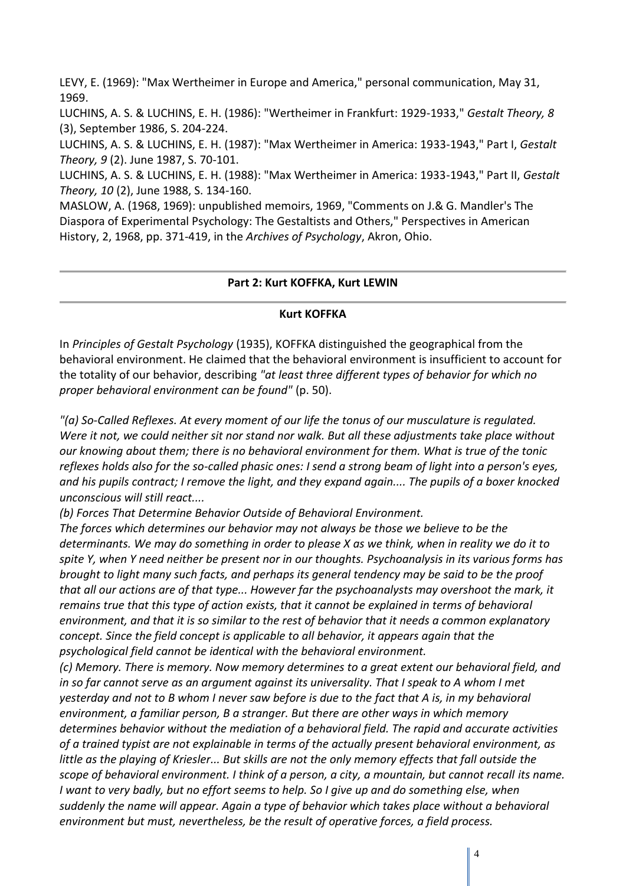LEVY, E. (1969): "Max Wertheimer in Europe and America," personal communication, May 31, 1969.

LUCHINS, A. S. & LUCHINS, E. H. (1986): "Wertheimer in Frankfurt: 1929-1933," *Gestalt Theory, 8* (3), September 1986, S. 204-224.

LUCHINS, A. S. & LUCHINS, E. H. (1987): "Max Wertheimer in America: 1933-1943," Part I, *Gestalt Theory, 9* (2). June 1987, S. 70-101.

LUCHINS, A. S. & LUCHINS, E. H. (1988): "Max Wertheimer in America: 1933-1943," Part II, *Gestalt Theory, 10* (2), June 1988, S. 134-160.

MASLOW, A. (1968, 1969): unpublished memoirs, 1969, "Comments on J.& G. Mandler's The Diaspora of Experimental Psychology: The Gestaltists and Others," Perspectives in American History, 2, 1968, pp. 371-419, in the *Archives of Psychology*, Akron, Ohio.

## Part 2: Kurt KOFFKA, Kurt LEWIN

### Kurt KOFFKA

In *Principles of Gestalt Psychology* (1935), KOFFKA distinguished the geographical from the behavioral environment. He claimed that the behavioral environment is insufficient to account for the totality of our behavior, describing *"at least three different types of behavior for which no proper behavioral environment can be found"* (p. 50).

*"(a) So-Called Reflexes. At every moment of our life the tonus of our musculature is regulated. Were it not, we could neither sit nor stand nor walk. But all these adjustments take place without our knowing about them; there is no behavioral environment for them. What is true of the tonic reflexes holds also for the so-called phasic ones: I send a strong beam of light into a person's eyes, and his pupils contract; I remove the light, and they expand again.... The pupils of a boxer knocked unconscious will still react....*

*(b) Forces That Determine Behavior Outside of Behavioral Environment.*

*The forces which determines our behavior may not always be those we believe to be the determinants. We may do something in order to please X as we think, when in reality we do it to spite Y, when Y need neither be present nor in our thoughts. Psychoanalysis in its various forms has brought to light many such facts, and perhaps its general tendency may be said to be the proof that all our actions are of that type... However far the psychoanalysts may overshoot the mark, it remains true that this type of action exists, that it cannot be explained in terms of behavioral environment, and that it is so similar to the rest of behavior that it needs a common explanatory concept. Since the field concept is applicable to all behavior, it appears again that the psychological field cannot be identical with the behavioral environment.*

*(c) Memory. There is memory. Now memory determines to a great extent our behavioral field, and in so far cannot serve as an argument against its universality. That I speak to A whom I met yesterday and not to B whom I never saw before is due to the fact that A is, in my behavioral environment, a familiar person, B a stranger. But there are other ways in which memory determines behavior without the mediation of a behavioral field. The rapid and accurate activities of a trained typist are not explainable in terms of the actually present behavioral environment, as little as the playing of Kriesler... But skills are not the only memory effects that fall outside the scope of behavioral environment. I think of a person, a city, a mountain, but cannot recall its name. I want to very badly, but no effort seems to help. So I give up and do something else, when suddenly the name will appear. Again a type of behavior which takes place without a behavioral environment but must, nevertheless, be the result of operative forces, a field process.*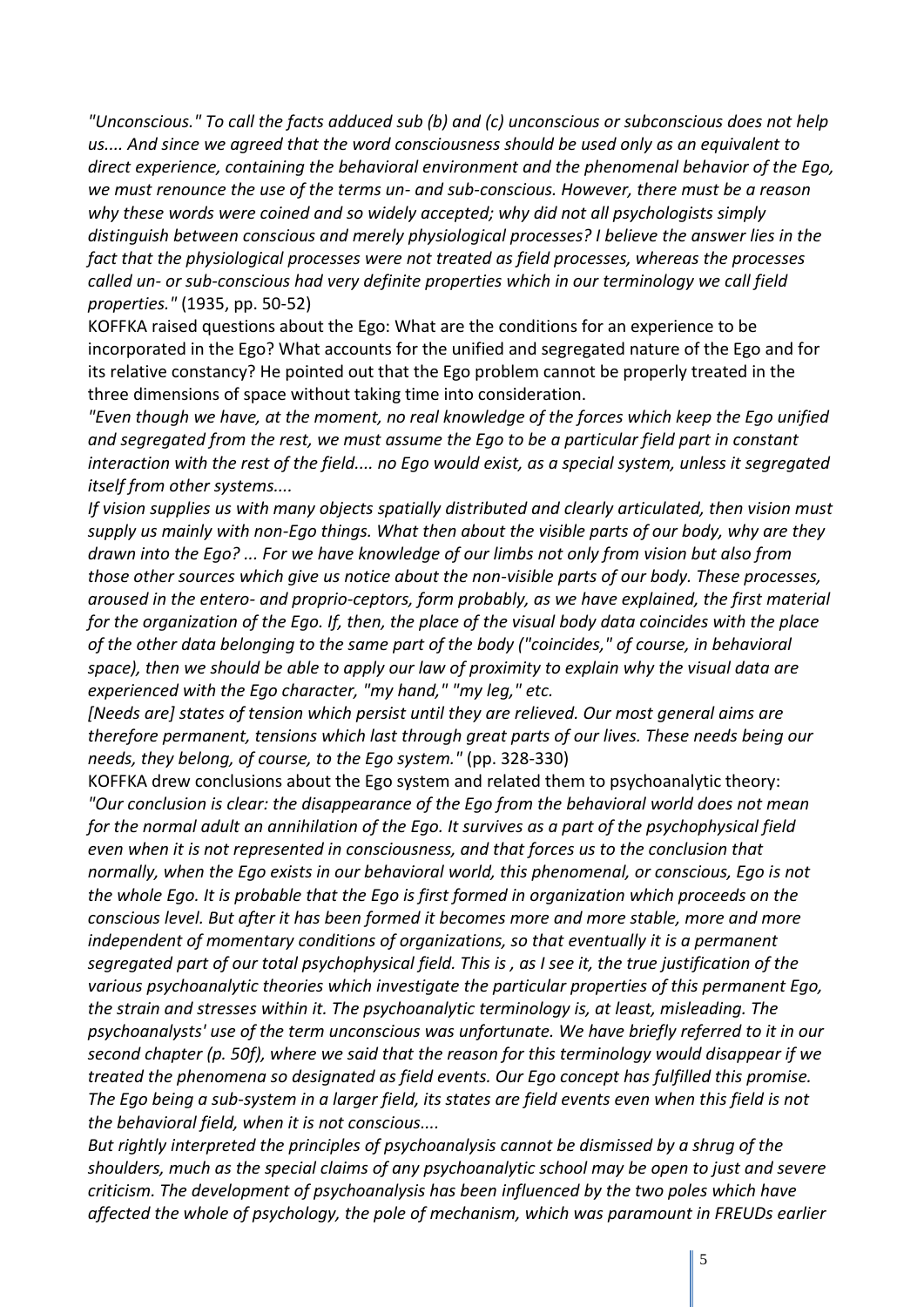*"Unconscious." To call the facts adduced sub (b) and (c) unconscious or subconscious does not help us.... And since we agreed that the word consciousness should be used only as an equivalent to direct experience, containing the behavioral environment and the phenomenal behavior of the Ego, we must renounce the use of the terms un- and sub-conscious. However, there must be a reason why these words were coined and so widely accepted; why did not all psychologists simply distinguish between conscious and merely physiological processes? I believe the answer lies in the fact that the physiological processes were not treated as field processes, whereas the processes called un- or sub-conscious had very definite properties which in our terminology we call field properties."* (1935, pp. 50-52)

KOFFKA raised questions about the Ego: What are the conditions for an experience to be incorporated in the Ego? What accounts for the unified and segregated nature of the Ego and for its relative constancy? He pointed out that the Ego problem cannot be properly treated in the three dimensions of space without taking time into consideration.

*"Even though we have, at the moment, no real knowledge of the forces which keep the Ego unified and segregated from the rest, we must assume the Ego to be a particular field part in constant interaction with the rest of the field.... no Ego would exist, as a special system, unless it segregated itself from other systems....*

*If vision supplies us with many objects spatially distributed and clearly articulated, then vision must supply us mainly with non-Ego things. What then about the visible parts of our body, why are they drawn into the Ego? ... For we have knowledge of our limbs not only from vision but also from those other sources which give us notice about the non-visible parts of our body. These processes, aroused in the entero- and proprio-ceptors, form probably, as we have explained, the first material for the organization of the Ego. If, then, the place of the visual body data coincides with the place of the other data belonging to the same part of the body ("coincides," of course, in behavioral space), then we should be able to apply our law of proximity to explain why the visual data are experienced with the Ego character, "my hand," "my leg," etc.*

*[Needs are] states of tension which persist until they are relieved. Our most general aims are therefore permanent, tensions which last through great parts of our lives. These needs being our needs, they belong, of course, to the Ego system."* (pp. 328-330)

KOFFKA drew conclusions about the Ego system and related them to psychoanalytic theory:

*"Our conclusion is clear: the disappearance of the Ego from the behavioral world does not mean for the normal adult an annihilation of the Ego. It survives as a part of the psychophysical field even when it is not represented in consciousness, and that forces us to the conclusion that normally, when the Ego exists in our behavioral world, this phenomenal, or conscious, Ego is not the whole Ego. It is probable that the Ego is first formed in organization which proceeds on the conscious level. But after it has been formed it becomes more and more stable, more and more independent of momentary conditions of organizations, so that eventually it is a permanent segregated part of our total psychophysical field. This is , as I see it, the true justification of the various psychoanalytic theories which investigate the particular properties of this permanent Ego, the strain and stresses within it. The psychoanalytic terminology is, at least, misleading. The psychoanalysts' use of the term unconscious was unfortunate. We have briefly referred to it in our second chapter (p. 50f), where we said that the reason for this terminology would disappear if we treated the phenomena so designated as field events. Our Ego concept has fulfilled this promise. The Ego being a sub-system in a larger field, its states are field events even when this field is not the behavioral field, when it is not conscious....*

*But rightly interpreted the principles of psychoanalysis cannot be dismissed by a shrug of the shoulders, much as the special claims of any psychoanalytic school may be open to just and severe criticism. The development of psychoanalysis has been influenced by the two poles which have affected the whole of psychology, the pole of mechanism, which was paramount in FREUDs earlier*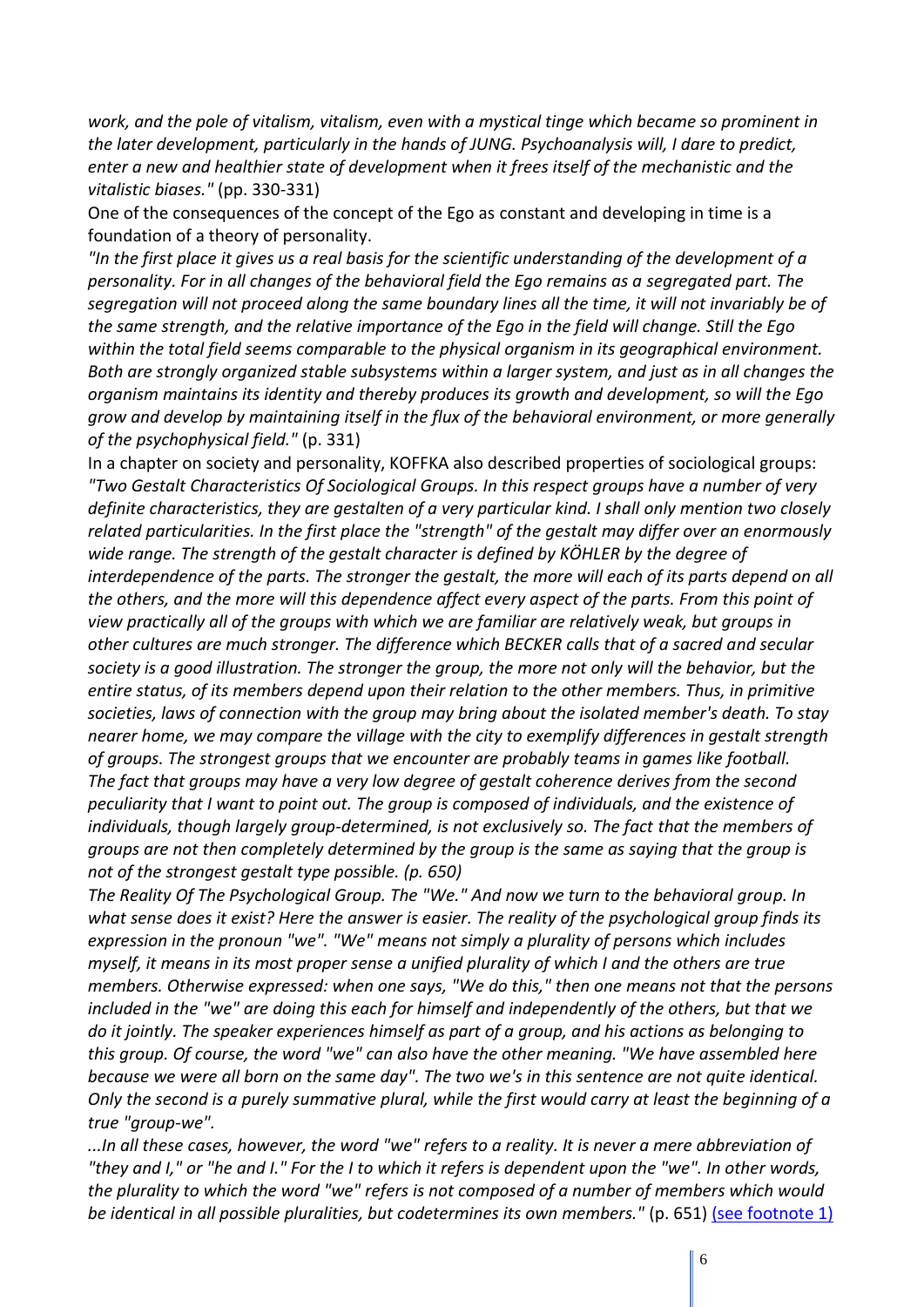*work, and the pole of vitalism, vitalism, even with a mystical tinge which became so prominent in the later development, particularly in the hands of JUNG. Psychoanalysis will, I dare to predict, enter a new and healthier state of development when it frees itself of the mechanistic and the vitalistic biases."* (pp. 330-331)

One of the consequences of the concept of the Ego as constant and developing in time is a foundation of a theory of personality.

*"In the first place it gives us a real basis for the scientific understanding of the development of a personality. For in all changes of the behavioral field the Ego remains as a segregated part. The segregation will not proceed along the same boundary lines all the time, it will not invariably be of the same strength, and the relative importance of the Ego in the field will change. Still the Ego within the total field seems comparable to the physical organism in its geographical environment. Both are strongly organized stable subsystems within a larger system, and just as in all changes the organism maintains its identity and thereby produces its growth and development, so will the Ego grow and develop by maintaining itself in the flux of the behavioral environment, or more generally of the psychophysical field."* (p. 331)

In a chapter on society and personality, KOFFKA also described properties of sociological groups: *"Two Gestalt Characteristics Of Sociological Groups. In this respect groups have a number of very definite characteristics, they are gestalten of a very particular kind. I shall only mention two closely related particularities. In the first place the "strength" of the gestalt may differ over an enormously wide range. The strength of the gestalt character is defined by KÖHLER by the degree of interdependence of the parts. The stronger the gestalt, the more will each of its parts depend on all the others, and the more will this dependence affect every aspect of the parts. From this point of view practically all of the groups with which we are familiar are relatively weak, but groups in other cultures are much stronger. The difference which BECKER calls that of a sacred and secular society is a good illustration. The stronger the group, the more not only will the behavior, but the entire status, of its members depend upon their relation to the other members. Thus, in primitive societies, laws of connection with the group may bring about the isolated member's death. To stay nearer home, we may compare the village with the city to exemplify differences in gestalt strength of groups. The strongest groups that we encounter are probably teams in games like football. The fact that groups may have a very low degree of gestalt coherence derives from the second peculiarity that I want to point out. The group is composed of individuals, and the existence of individuals, though largely group-determined, is not exclusively so. The fact that the members of groups are not then completely determined by the group is the same as saying that the group is not of the strongest gestalt type possible. (p. 650)*

*The Reality Of The Psychological Group. The "We." And now we turn to the behavioral group. In what sense does it exist? Here the answer is easier. The reality of the psychological group finds its expression in the pronoun "we". "We" means not simply a plurality of persons which includes myself, it means in its most proper sense a unified plurality of which I and the others are true members. Otherwise expressed: when one says, "We do this," then one means not that the persons included in the "we" are doing this each for himself and independently of the others, but that we do it jointly. The speaker experiences himself as part of a group, and his actions as belonging to this group. Of course, the word "we" can also have the other meaning. "We have assembled here because we were all born on the same day". The two we's in this sentence are not quite identical. Only the second is a purely summative plural, while the first would carry at least the beginning of a true "group-we".*

*...In all these cases, however, the word "we" refers to a reality. It is never a mere abbreviation of "they and I," or "he and I." For the I to which it refers is dependent upon the "we". In other words, the plurality to which the word "we" refers is not composed of a number of members which would be identical in all possible pluralities, but codetermines its own members."* (p. 651) (see footnote 1)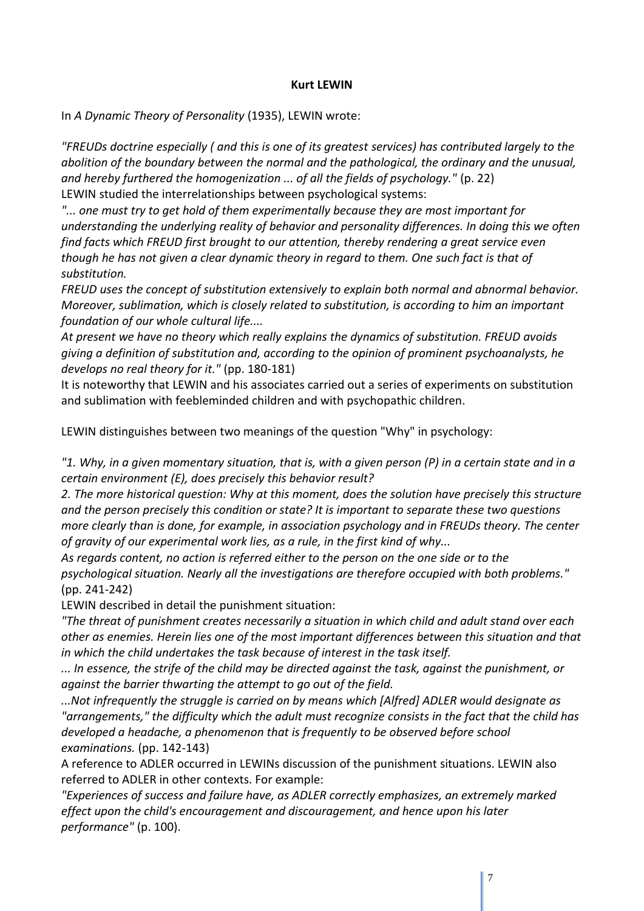**Kurt LEWIN**

In *A Dynamic Theory of Personality* (1935), LEWIN wrote:

*"FREUDs doctrine especially ( and this is one of its greatest services) has contributed largely to the abolition of the boundary between the normal and the pathological, the ordinary and the unusual, and hereby furthered the homogenization ... of all the fields of psychology."* (p. 22)
LEWIN studied the interrelationships between psychological systems:

*"... one must try to get hold of them experimentally because they are most important for understanding the underlying reality of behavior and personality differences. In doing this we often find facts which FREUD first brought to our attention, thereby rendering a great service even though he has not given a clear dynamic theory in regard to them. One such fact is that of substitution.*

*FREUD uses the concept of substitution extensively to explain both normal and abnormal behavior. Moreover, sublimation, which is closely related to substitution, is according to him an important foundation of our whole cultural life....*

*At present we have no theory which really explains the dynamics of substitution. FREUD avoids giving a definition of substitution and, according to the opinion of prominent psychoanalysts, he develops no real theory for it."* (pp. 180-181)

It is noteworthy that LEWIN and his associates carried out a series of experiments on substitution and sublimation with feebleminded children and with psychopathic children.

LEWIN distinguishes between two meanings of the question "Why" in psychology:

*"1. Why, in a given momentary situation, that is, with a given person (P) in a certain state and in a certain environment (E), does precisely this behavior result?*

*2. The more historical question: Why at this moment, does the solution have precisely this structure and the person precisely this condition or state? It is important to separate these two questions more clearly than is done, for example, in association psychology and in FREUDs theory. The center of gravity of our experimental work lies, as a rule, in the first kind of why...*

*As regards content, no action is referred either to the person on the one side or to the psychological situation. Nearly all the investigations are therefore occupied with both problems."* (pp. 241-242)

LEWIN described in detail the punishment situation:

*"The threat of punishment creates necessarily a situation in which child and adult stand over each other as enemies. Herein lies one of the most important differences between this situation and that in which the child undertakes the task because of interest in the task itself.*

*... In essence, the strife of the child may be directed against the task, against the punishment, or against the barrier thwarting the attempt to go out of the field.*

*...Not infrequently the struggle is carried on by means which [Alfred] ADLER would designate as "arrangements," the difficulty which the adult must recognize consists in the fact that the child has developed a headache, a phenomenon that is frequently to be observed before school examinations.* (pp. 142-143)

A reference to ADLER occurred in LEWINs discussion of the punishment situations. LEWIN also referred to ADLER in other contexts. For example:

*"Experiences of success and failure have, as ADLER correctly emphasizes, an extremely marked effect upon the child's encouragement and discouragement, and hence upon his later performance"* (p. 100).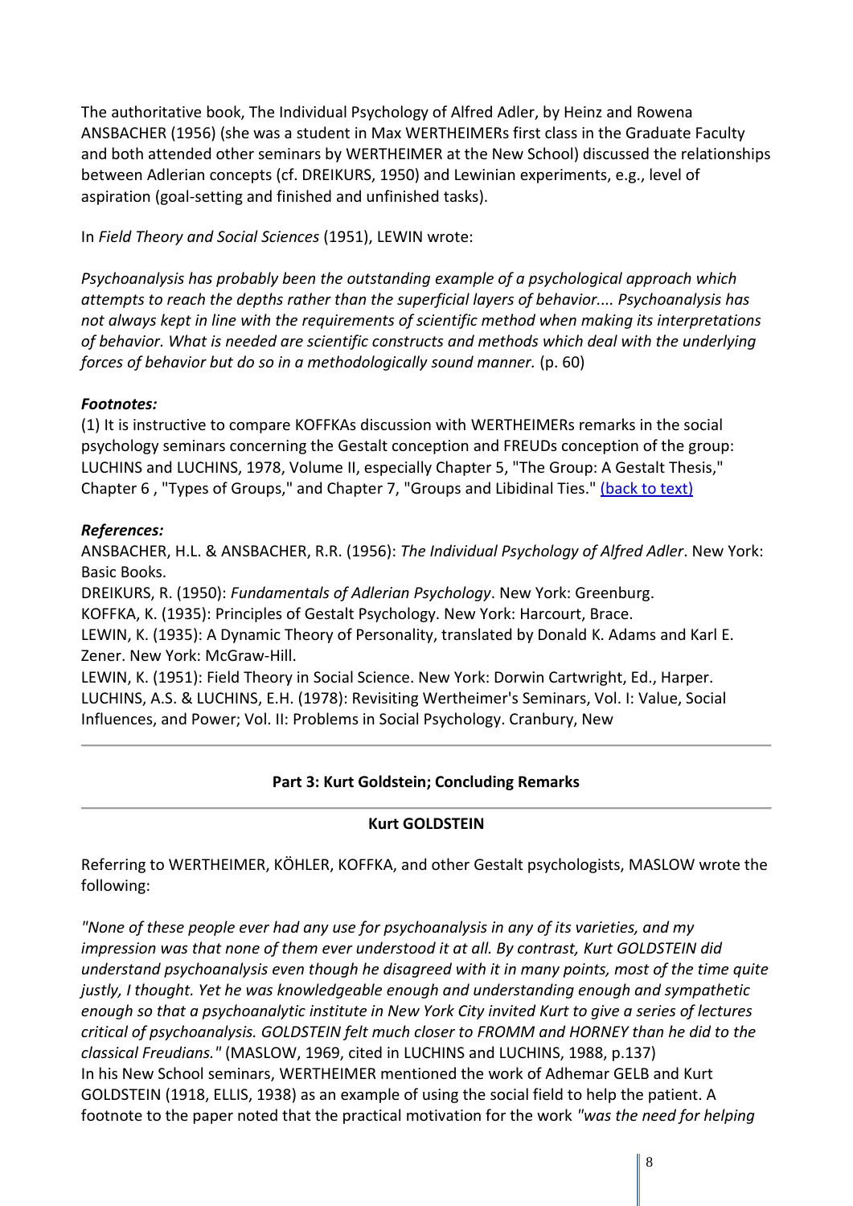The authoritative book, The Individual Psychology of Alfred Adler, by Heinz and Rowena ANSBACHER (1956) (she was a student in Max WERTHEIMERs first class in the Graduate Faculty and both attended other seminars by WERTHEIMER at the New School) discussed the relationships between Adlerian concepts (cf. DREIKURS, 1950) and Lewinian experiments, e.g., level of aspiration (goal-setting and finished and unfinished tasks).

In *Field Theory and Social Sciences* (1951), LEWIN wrote:

*Psychoanalysis has probably been the outstanding example of a psychological approach which attempts to reach the depths rather than the superficial layers of behavior.... Psychoanalysis has not always kept in line with the requirements of scientific method when making its interpretations of behavior. What is needed are scientific constructs and methods which deal with the underlying forces of behavior but do so in a methodologically sound manner.* (p. 60)

***Footnotes:***

(1) It is instructive to compare KOFFKAs discussion with WERTHEIMERs remarks in the social psychology seminars concerning the Gestalt conception and FREUDs conception of the group: LUCHINS and LUCHINS, 1978, Volume II, especially Chapter 5, "The Group: A Gestalt Thesis," Chapter 6 , "Types of Groups," and Chapter 7, "Groups and Libidinal Ties." (back to text)

***References:***

ANSBACHER, H.L. & ANSBACHER, R.R. (1956): *The Individual Psychology of Alfred Adler*. New York: Basic Books.
DREIKURS, R. (1950): *Fundamentals of Adlerian Psychology*. New York: Greenburg.
KOFFKA, K. (1935): Principles of Gestalt Psychology. New York: Harcourt, Brace.
LEWIN, K. (1935): A Dynamic Theory of Personality, translated by Donald K. Adams and Karl E. Zener. New York: McGraw-Hill.
LEWIN, K. (1951): Field Theory in Social Science. New York: Dorwin Cartwright, Ed., Harper.
LUCHINS, A.S. & LUCHINS, E.H. (1978): Revisiting Wertheimer's Seminars, Vol. I: Value, Social Influences, and Power; Vol. II: Problems in Social Psychology. Cranbury, New

---

## Part 3: Kurt Goldstein; Concluding Remarks

---

### Kurt GOLDSTEIN

Referring to WERTHEIMER, KÖHLER, KOFFKA, and other Gestalt psychologists, MASLOW wrote the following:

*"None of these people ever had any use for psychoanalysis in any of its varieties, and my impression was that none of them ever understood it at all. By contrast, Kurt GOLDSTEIN did understand psychoanalysis even though he disagreed with it in many points, most of the time quite justly, I thought. Yet he was knowledgeable enough and understanding enough and sympathetic enough so that a psychoanalytic institute in New York City invited Kurt to give a series of lectures critical of psychoanalysis. GOLDSTEIN felt much closer to FROMM and HORNEY than he did to the classical Freudians."* (MASLOW, 1969, cited in LUCHINS and LUCHINS, 1988, p.137)
In his New School seminars, WERTHEIMER mentioned the work of Adhemar GELB and Kurt GOLDSTEIN (1918, ELLIS, 1938) as an example of using the social field to help the patient. A footnote to the paper noted that the practical motivation for the work *"was the need for helping*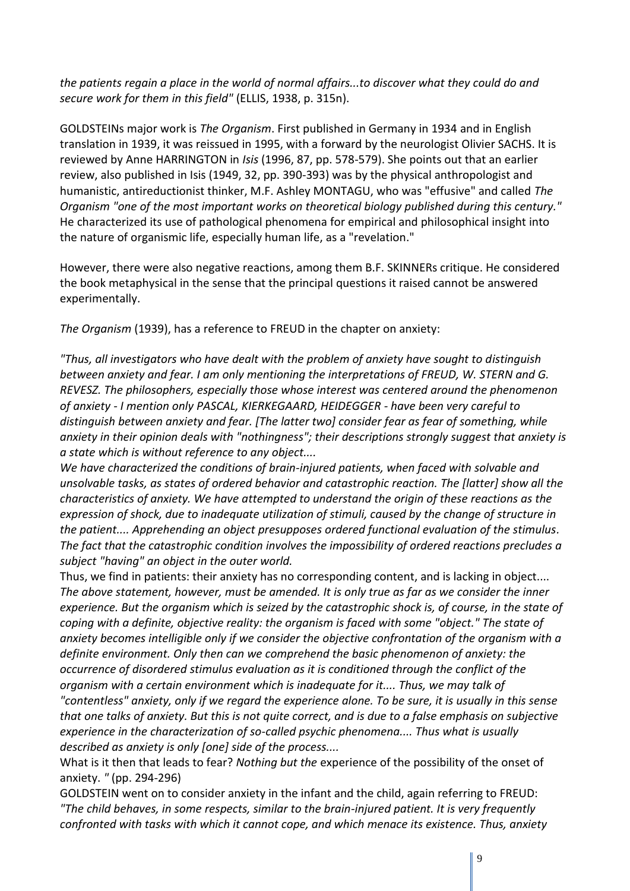*the patients regain a place in the world of normal affairs...to discover what they could do and secure work for them in this field"* (ELLIS, 1938, p. 315n).

GOLDSTEINs major work is *The Organism*. First published in Germany in 1934 and in English translation in 1939, it was reissued in 1995, with a forward by the neurologist Olivier SACHS. It is reviewed by Anne HARRINGTON in *Isis* (1996, 87, pp. 578-579). She points out that an earlier review, also published in Isis (1949, 32, pp. 390-393) was by the physical anthropologist and humanistic, antireductionist thinker, M.F. Ashley MONTAGU, who was "effusive" and called *The Organism "one of the most important works on theoretical biology published during this century."* He characterized its use of pathological phenomena for empirical and philosophical insight into the nature of organismic life, especially human life, as a "revelation."

However, there were also negative reactions, among them B.F. SKINNERs critique. He considered the book metaphysical in the sense that the principal questions it raised cannot be answered experimentally.

*The Organism* (1939), has a reference to FREUD in the chapter on anxiety:

*"Thus, all investigators who have dealt with the problem of anxiety have sought to distinguish between anxiety and fear. I am only mentioning the interpretations of FREUD, W. STERN and G. REVESZ. The philosophers, especially those whose interest was centered around the phenomenon of anxiety - I mention only PASCAL, KIERKEGAARD, HEIDEGGER - have been very careful to distinguish between anxiety and fear. [The latter two] consider fear as fear of something, while anxiety in their opinion deals with "nothingness"; their descriptions strongly suggest that anxiety is a state which is without reference to any object....*
*We have characterized the conditions of brain-injured patients, when faced with solvable and unsolvable tasks, as states of ordered behavior and catastrophic reaction. The [latter] show all the characteristics of anxiety. We have attempted to understand the origin of these reactions as the expression of shock, due to inadequate utilization of stimuli, caused by the change of structure in the patient.... Apprehending an object presupposes ordered functional evaluation of the stimulus. The fact that the catastrophic condition involves the impossibility of ordered reactions precludes a subject "having" an object in the outer world.*
Thus, we find in patients: their anxiety has no corresponding content, and is lacking in object.... *The above statement, however, must be amended. It is only true as far as we consider the inner experience. But the organism which is seized by the catastrophic shock is, of course, in the state of coping with a definite, objective reality: the organism is faced with some "object." The state of anxiety becomes intelligible only if we consider the objective confrontation of the organism with a definite environment. Only then can we comprehend the basic phenomenon of anxiety: the occurrence of disordered stimulus evaluation as it is conditioned through the conflict of the organism with a certain environment which is inadequate for it.... Thus, we may talk of "contentless" anxiety, only if we regard the experience alone. To be sure, it is usually in this sense that one talks of anxiety. But this is not quite correct, and is due to a false emphasis on subjective experience in the characterization of so-called psychic phenomena.... Thus what is usually described as anxiety is only [one] side of the process....*
What is it then that leads to fear? *Nothing but the* experience of the possibility of the onset of anxiety. " (pp. 294-296)
GOLDSTEIN went on to consider anxiety in the infant and the child, again referring to FREUD:
*"The child behaves, in some respects, similar to the brain-injured patient. It is very frequently confronted with tasks with which it cannot cope, and which menace its existence. Thus, anxiety*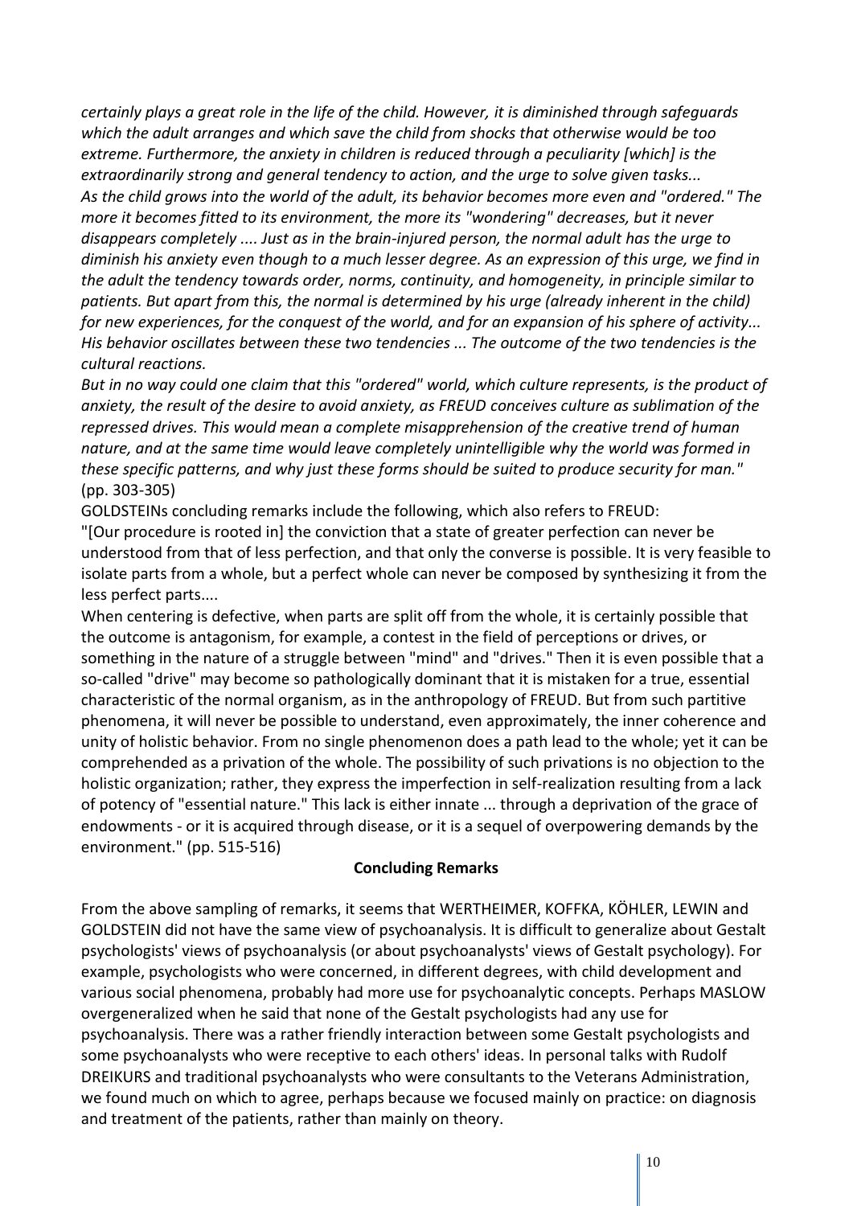*certainly plays a great role in the life of the child. However, it is diminished through safeguards which the adult arranges and which save the child from shocks that otherwise would be too extreme. Furthermore, the anxiety in children is reduced through a peculiarity [which] is the extraordinarily strong and general tendency to action, and the urge to solve given tasks...*
*As the child grows into the world of the adult, its behavior becomes more even and "ordered." The more it becomes fitted to its environment, the more its "wondering" decreases, but it never disappears completely .... Just as in the brain-injured person, the normal adult has the urge to diminish his anxiety even though to a much lesser degree. As an expression of this urge, we find in the adult the tendency towards order, norms, continuity, and homogeneity, in principle similar to patients. But apart from this, the normal is determined by his urge (already inherent in the child) for new experiences, for the conquest of the world, and for an expansion of his sphere of activity... His behavior oscillates between these two tendencies ... The outcome of the two tendencies is the cultural reactions.*
*But in no way could one claim that this "ordered" world, which culture represents, is the product of anxiety, the result of the desire to avoid anxiety, as FREUD conceives culture as sublimation of the repressed drives. This would mean a complete misapprehension of the creative trend of human nature, and at the same time would leave completely unintelligible why the world was formed in these specific patterns, and why just these forms should be suited to produce security for man."* (pp. 303-305)

GOLDSTEINs concluding remarks include the following, which also refers to FREUD:
"[Our procedure is rooted in] the conviction that a state of greater perfection can never be understood from that of less perfection, and that only the converse is possible. It is very feasible to isolate parts from a whole, but a perfect whole can never be composed by synthesizing it from the less perfect parts....
When centering is defective, when parts are split off from the whole, it is certainly possible that the outcome is antagonism, for example, a contest in the field of perceptions or drives, or something in the nature of a struggle between "mind" and "drives." Then it is even possible that a so-called "drive" may become so pathologically dominant that it is mistaken for a true, essential characteristic of the normal organism, as in the anthropology of FREUD. But from such partitive phenomena, it will never be possible to understand, even approximately, the inner coherence and unity of holistic behavior. From no single phenomenon does a path lead to the whole; yet it can be comprehended as a privation of the whole. The possibility of such privations is no objection to the holistic organization; rather, they express the imperfection in self-realization resulting from a lack of potency of "essential nature." This lack is either innate ... through a deprivation of the grace of endowments - or it is acquired through disease, or it is a sequel of overpowering demands by the environment." (pp. 515-516)

## Concluding Remarks

From the above sampling of remarks, it seems that WERTHEIMER, KOFFKA, KÖHLER, LEWIN and GOLDSTEIN did not have the same view of psychoanalysis. It is difficult to generalize about Gestalt psychologists' views of psychoanalysis (or about psychoanalysts' views of Gestalt psychology). For example, psychologists who were concerned, in different degrees, with child development and various social phenomena, probably had more use for psychoanalytic concepts. Perhaps MASLOW overgeneralized when he said that none of the Gestalt psychologists had any use for psychoanalysis. There was a rather friendly interaction between some Gestalt psychologists and some psychoanalysts who were receptive to each others' ideas. In personal talks with Rudolf DREIKURS and traditional psychoanalysts who were consultants to the Veterans Administration, we found much on which to agree, perhaps because we focused mainly on practice: on diagnosis and treatment of the patients, rather than mainly on theory.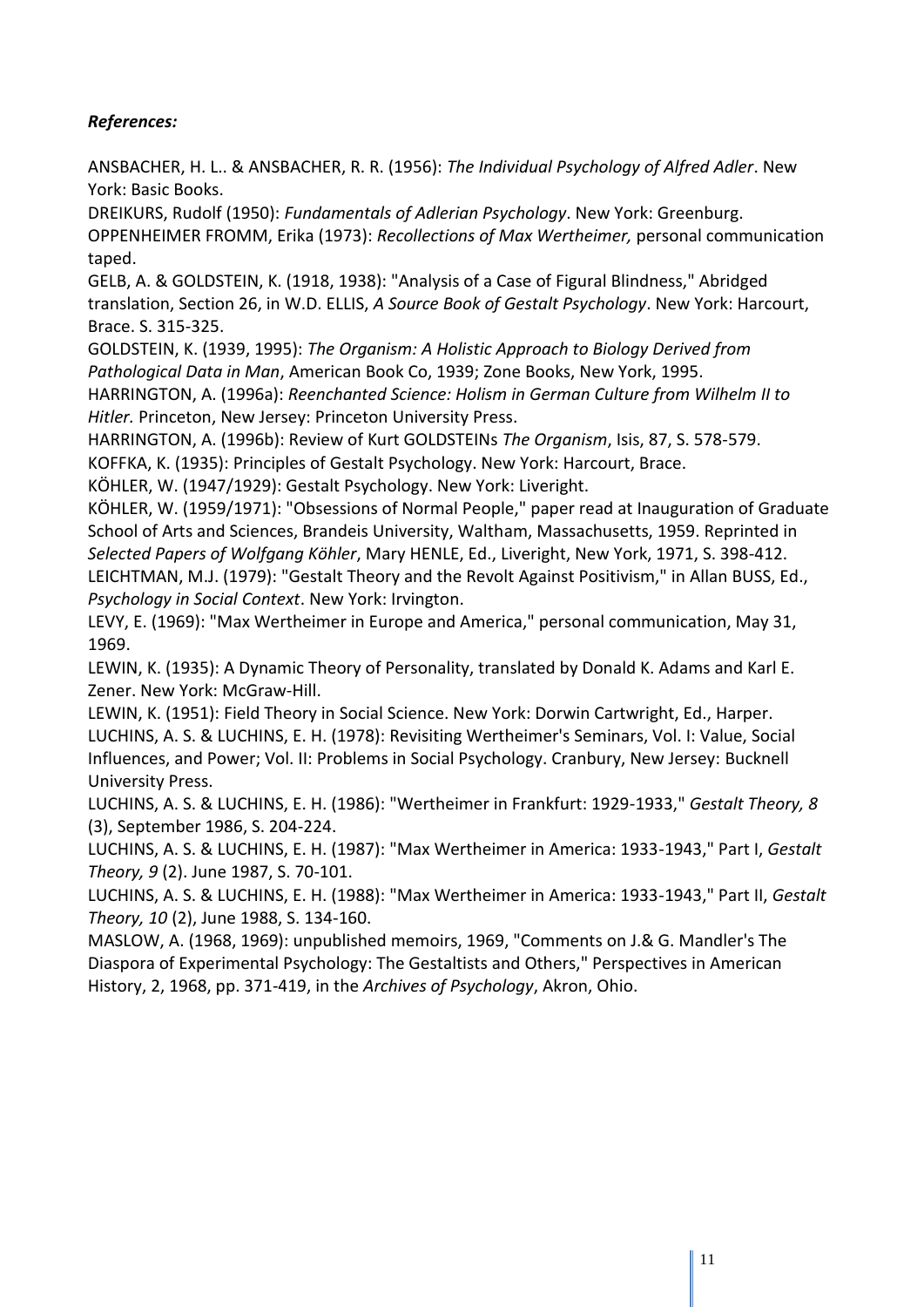***References:***

ANSBACHER, H. L.. & ANSBACHER, R. R. (1956): *The Individual Psychology of Alfred Adler*. New York: Basic Books.

DREIKURS, Rudolf (1950): *Fundamentals of Adlerian Psychology*. New York: Greenburg.

OPPENHEIMER FROMM, Erika (1973): *Recollections of Max Wertheimer,* personal communication taped.

GELB, A. & GOLDSTEIN, K. (1918, 1938): "Analysis of a Case of Figural Blindness," Abridged translation, Section 26, in W.D. ELLIS, *A Source Book of Gestalt Psychology*. New York: Harcourt, Brace. S. 315-325.

GOLDSTEIN, K. (1939, 1995): *The Organism: A Holistic Approach to Biology Derived from Pathological Data in Man*, American Book Co, 1939; Zone Books, New York, 1995.

HARRINGTON, A. (1996a): *Reenchanted Science: Holism in German Culture from Wilhelm II to Hitler.* Princeton, New Jersey: Princeton University Press.

HARRINGTON, A. (1996b): Review of Kurt GOLDSTEINs *The Organism*, Isis, 87, S. 578-579.

KOFFKA, K. (1935): Principles of Gestalt Psychology. New York: Harcourt, Brace.

KÖHLER, W. (1947/1929): Gestalt Psychology. New York: Liveright.

KÖHLER, W. (1959/1971): "Obsessions of Normal People," paper read at Inauguration of Graduate School of Arts and Sciences, Brandeis University, Waltham, Massachusetts, 1959. Reprinted in *Selected Papers of Wolfgang Köhler*, Mary HENLE, Ed., Liveright, New York, 1971, S. 398-412.

LEICHTMAN, M.J. (1979): "Gestalt Theory and the Revolt Against Positivism," in Allan BUSS, Ed., *Psychology in Social Context*. New York: Irvington.

LEVY, E. (1969): "Max Wertheimer in Europe and America," personal communication, May 31, 1969.

LEWIN, K. (1935): A Dynamic Theory of Personality, translated by Donald K. Adams and Karl E. Zener. New York: McGraw-Hill.

LEWIN, K. (1951): Field Theory in Social Science. New York: Dorwin Cartwright, Ed., Harper.

LUCHINS, A. S. & LUCHINS, E. H. (1978): Revisiting Wertheimer's Seminars, Vol. I: Value, Social Influences, and Power; Vol. II: Problems in Social Psychology. Cranbury, New Jersey: Bucknell University Press.

LUCHINS, A. S. & LUCHINS, E. H. (1986): "Wertheimer in Frankfurt: 1929-1933," *Gestalt Theory, 8* (3), September 1986, S. 204-224.

LUCHINS, A. S. & LUCHINS, E. H. (1987): "Max Wertheimer in America: 1933-1943," Part I, *Gestalt Theory, 9* (2). June 1987, S. 70-101.

LUCHINS, A. S. & LUCHINS, E. H. (1988): "Max Wertheimer in America: 1933-1943," Part II, *Gestalt Theory, 10* (2), June 1988, S. 134-160.

MASLOW, A. (1968, 1969): unpublished memoirs, 1969, "Comments on J.& G. Mandler's The Diaspora of Experimental Psychology: The Gestaltists and Others," Perspectives in American History, 2, 1968, pp. 371-419, in the *Archives of Psychology*, Akron, Ohio.